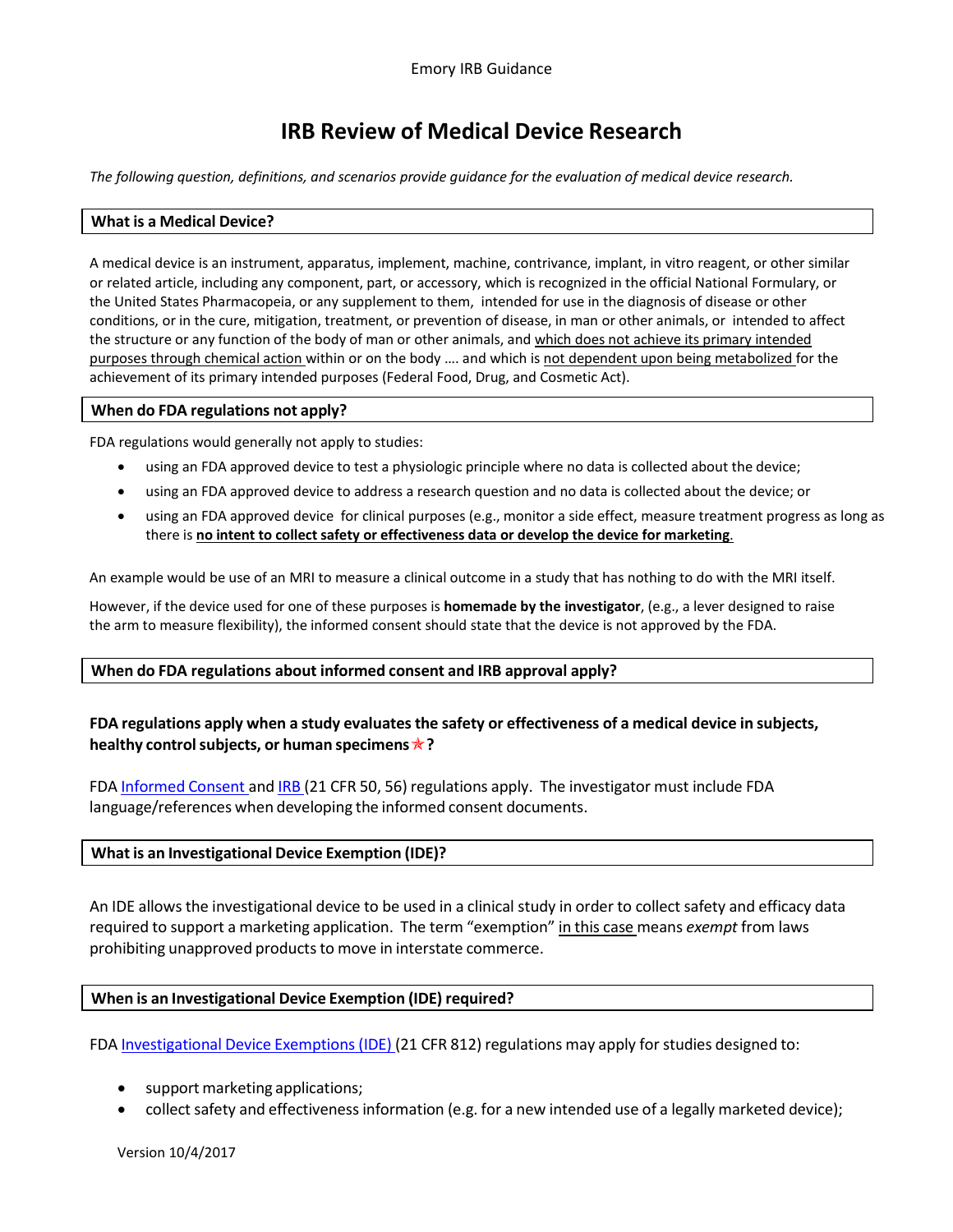Emory IRB Guidance

# IRB Review of Medical Device Research

*The following question, definitions, and scenarios provide guidance for the evaluation of medical device research.*

## What is a Medical Device?

A medical device is an instrument, apparatus, implement, machine, contrivance, implant, in vitro reagent, or other similar or related article, including any component, part, or accessory, which is recognized in the official National Formulary, or the United States Pharmacopeia, or any supplement to them, intended for use in the diagnosis of disease or other conditions, or in the cure, mitigation, treatment, or prevention of disease, in man or other animals, or intended to affect the structure or any function of the body of man or other animals, and which does not achieve its primary intended purposes through chemical action within or on the body …. and which is not dependent upon being metabolized for the achievement of its primary intended purposes (Federal Food, Drug, and Cosmetic Act).

## When do FDA regulations not apply?

FDA regulations would generally not apply to studies:

- using an FDA approved device to test a physiologic principle where no data is collected about the device;
- using an FDA approved device to address a research question and no data is collected about the device; or
- using an FDA approved device for clinical purposes (e.g., monitor a side effect, measure treatment progress as long as there is **no intent to collect safety or effectiveness data or develop the device for marketing**.

An example would be use of an MRI to measure a clinical outcome in a study that has nothing to do with the MRI itself.

However, if the device used for one of these purposes is **homemade by the investigator**, (e.g., a lever designed to raise the arm to measure flexibility), the informed consent should state that the device is not approved by the FDA.

## When do FDA regulations about informed consent and IRB approval apply?

**FDA regulations apply when a study evaluates the safety or effectiveness of a medical device in subjects, healthy control subjects, or human specimens ★ ?**

FDA Informed Consent and IRB (21 CFR 50, 56) regulations apply. The investigator must include FDA language/references when developing the informed consent documents.

## What is an Investigational Device Exemption (IDE)?

An IDE allows the investigational device to be used in a clinical study in order to collect safety and efficacy data required to support a marketing application. The term "exemption" in this case means *exempt* from laws prohibiting unapproved products to move in interstate commerce.

## When is an Investigational Device Exemption (IDE) required?

FDA Investigational Device Exemptions (IDE) (21 CFR 812) regulations may apply for studies designed to:

- support marketing applications;
- collect safety and effectiveness information (e.g. for a new intended use of a legally marketed device);

Version 10/4/2017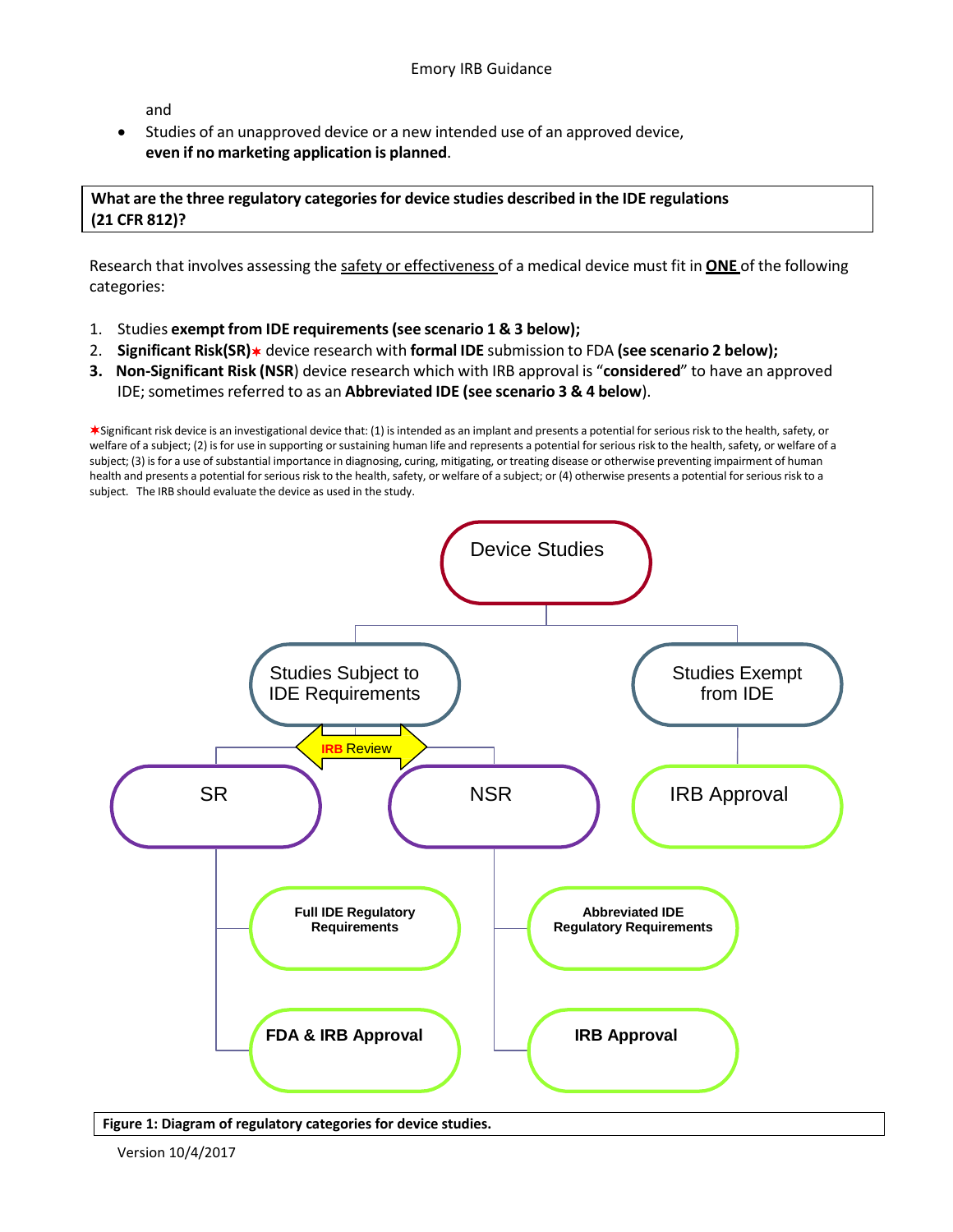and

- Studies of an unapproved device or a new intended use of an approved device, **even if no marketing application is planned**.

**What are the three regulatory categories for device studies described in the IDE regulations (21 CFR 812)?**

Research that involves assessing the safety or effectiveness of a medical device must fit in **ONE** of the following categories:

1. Studies **exempt from IDE requirements (see scenario 1 & 3 below);**
2. **Significant Risk(SR)*** device research with **formal IDE** submission to FDA **(see scenario 2 below);**
3. **Non-Significant Risk (NSR)** device research which with IRB approval is "**considered**" to have an approved IDE; sometimes referred to as an **Abbreviated IDE (see scenario 3 & 4 below)**.

*Significant risk device is an investigational device that: (1) is intended as an implant and presents a potential for serious risk to the health, safety, or welfare of a subject; (2) is for use in supporting or sustaining human life and represents a potential for serious risk to the health, safety, or welfare of a subject; (3) is for a use of substantial importance in diagnosing, curing, mitigating, or treating disease or otherwise preventing impairment of human health and presents a potential for serious risk to the health, safety, or welfare of a subject; or (4) otherwise presents a potential for serious risk to a subject. The IRB should evaluate the device as used in the study.

**Figure 1: Diagram of regulatory categories for device studies.**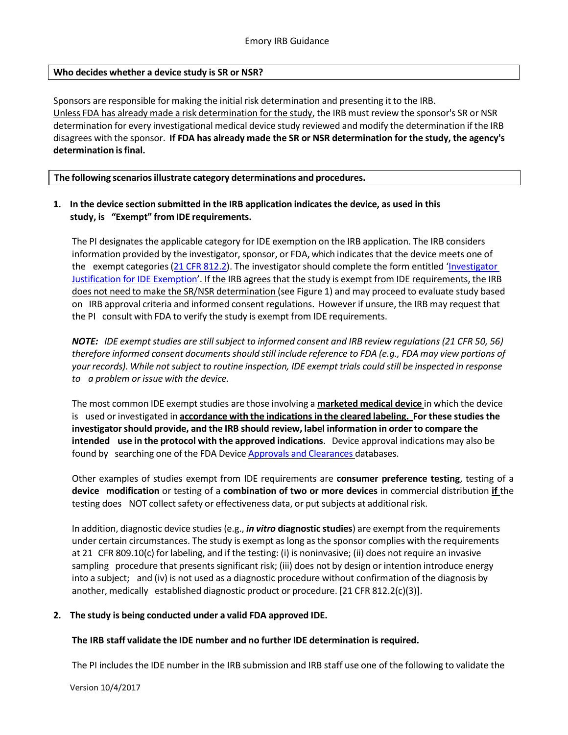**Who decides whether a device study is SR or NSR?**

Sponsors are responsible for making the initial risk determination and presenting it to the IRB. Unless FDA has already made a risk determination for the study, the IRB must review the sponsor's SR or NSR determination for every investigational medical device study reviewed and modify the determination if the IRB disagrees with the sponsor. **If FDA has already made the SR or NSR determination for the study, the agency's determination is final.**

**The following scenarios illustrate category determinations and procedures.**

1. **In the device section submitted in the IRB application indicates the device, as used in this study, is "Exempt" from IDE requirements.**

   The PI designates the applicable category for IDE exemption on the IRB application. The IRB considers information provided by the investigator, sponsor, or FDA, which indicates that the device meets one of the exempt categories (21 CFR 812.2). The investigator should complete the form entitled 'Investigator Justification for IDE Exemption'. If the IRB agrees that the study is exempt from IDE requirements, the IRB does not need to make the SR/NSR determination (see Figure 1) and may proceed to evaluate study based on IRB approval criteria and informed consent regulations. However if unsure, the IRB may request that the PI consult with FDA to verify the study is exempt from IDE requirements.

   ***NOTE:*** *IDE exempt studies are still subject to informed consent and IRB review regulations (21 CFR 50, 56) therefore informed consent documents should still include reference to FDA (e.g., FDA may view portions of your records). While not subject to routine inspection, IDE exempt trials could still be inspected in response to a problem or issue with the device.*

   The most common IDE exempt studies are those involving a **marketed medical device** in which the device is used or investigated in **accordance with the indications in the cleared labeling. For these studies the investigator should provide, and the IRB should review, label information in order to compare the intended use in the protocol with the approved indications**. Device approval indications may also be found by searching one of the FDA Device Approvals and Clearances databases.

   Other examples of studies exempt from IDE requirements are **consumer preference testing**, testing of a **device modification** or testing of a **combination of two or more devices** in commercial distribution **if** the testing does NOT collect safety or effectiveness data, or put subjects at additional risk.

   In addition, diagnostic device studies (e.g., ***in vitro*** **diagnostic studies**) are exempt from the requirements under certain circumstances. The study is exempt as long as the sponsor complies with the requirements at 21 CFR 809.10(c) for labeling, and if the testing: (i) is noninvasive; (ii) does not require an invasive sampling procedure that presents significant risk; (iii) does not by design or intention introduce energy into a subject; and (iv) is not used as a diagnostic procedure without confirmation of the diagnosis by another, medically established diagnostic product or procedure. [21 CFR 812.2(c)(3)].

2. **The study is being conducted under a valid FDA approved IDE.**

   **The IRB staff validate the IDE number and no further IDE determination is required.**

   The PI includes the IDE number in the IRB submission and IRB staff use one of the following to validate the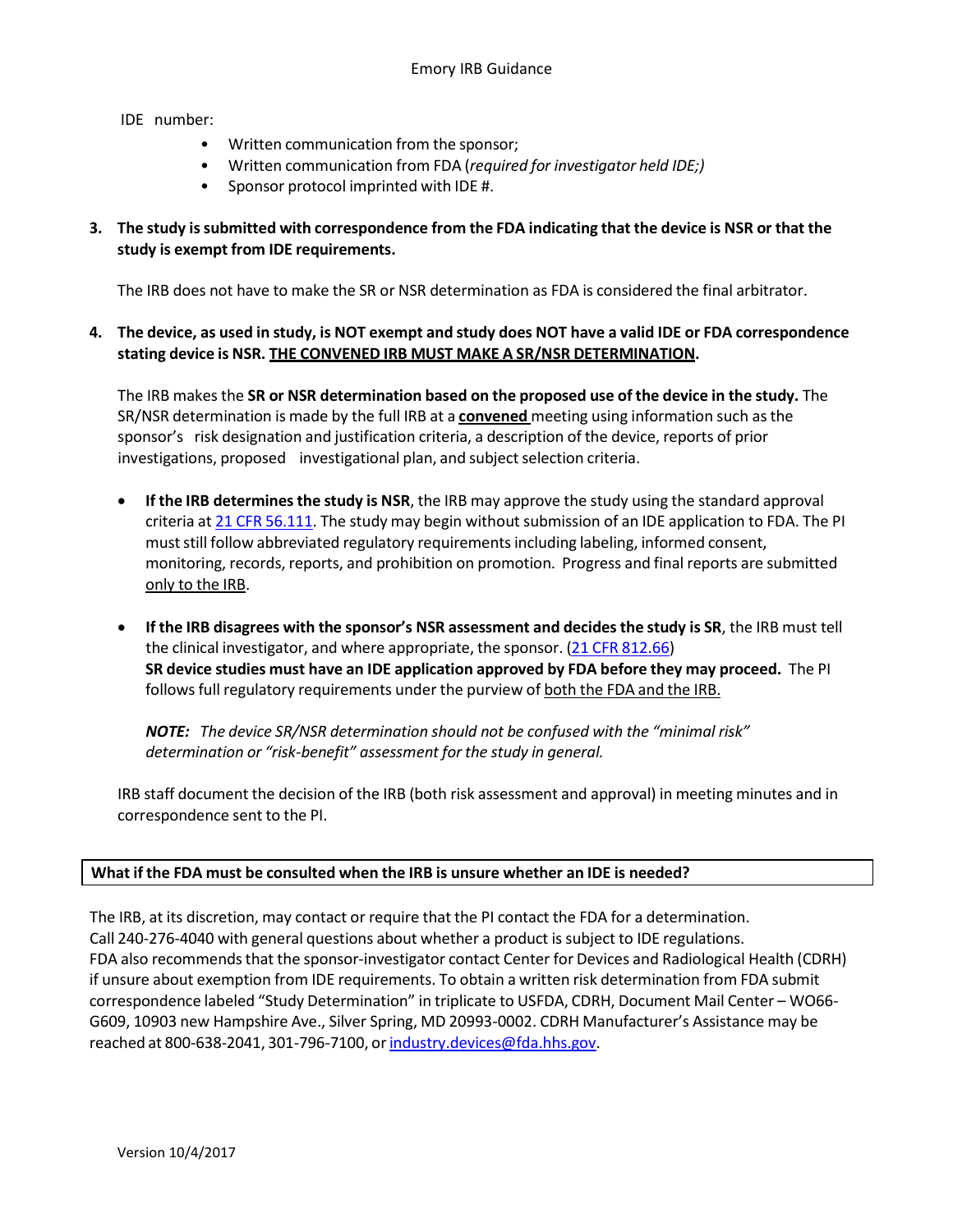IDE number:

- Written communication from the sponsor;
- Written communication from FDA (*required for investigator held IDE;)*
- Sponsor protocol imprinted with IDE #.

3. **The study is submitted with correspondence from the FDA indicating that the device is NSR or that the study is exempt from IDE requirements.**

   The IRB does not have to make the SR or NSR determination as FDA is considered the final arbitrator.

4. **The device, as used in study, is NOT exempt and study does NOT have a valid IDE or FDA correspondence stating device is NSR. <u>THE CONVENED IRB MUST MAKE A SR/NSR DETERMINATION</u>.**

   The IRB makes the **SR or NSR determination based on the proposed use of the device in the study.** The SR/NSR determination is made by the full IRB at a **<u>convened</u>** meeting using information such as the sponsor's risk designation and justification criteria, a description of the device, reports of prior investigations, proposed investigational plan, and subject selection criteria.

   - **If the IRB determines the study is NSR**, the IRB may approve the study using the standard approval criteria at [21 CFR 56.111](). The study may begin without submission of an IDE application to FDA. The PI must still follow abbreviated regulatory requirements including labeling, informed consent, monitoring, records, reports, and prohibition on promotion. Progress and final reports are submitted <u>only to the IRB</u>.

   - **If the IRB disagrees with the sponsor's NSR assessment and decides the study is SR**, the IRB must tell the clinical investigator, and where appropriate, the sponsor. ([21 CFR 812.66]())
     **SR device studies must have an IDE application approved by FDA before they may proceed.** The PI follows full regulatory requirements under the purview of <u>both the FDA and the IRB.</u>

     ***NOTE:*** *The device SR/NSR determination should not be confused with the "minimal risk" determination or "risk-benefit" assessment for the study in general.*

   IRB staff document the decision of the IRB (both risk assessment and approval) in meeting minutes and in correspondence sent to the PI.

**What if the FDA must be consulted when the IRB is unsure whether an IDE is needed?**

The IRB, at its discretion, may contact or require that the PI contact the FDA for a determination.
Call 240-276-4040 with general questions about whether a product is subject to IDE regulations.
FDA also recommends that the sponsor-investigator contact Center for Devices and Radiological Health (CDRH) if unsure about exemption from IDE requirements. To obtain a written risk determination from FDA submit correspondence labeled "Study Determination" in triplicate to USFDA, CDRH, Document Mail Center – WO66-G609, 10903 new Hampshire Ave., Silver Spring, MD 20993-0002. CDRH Manufacturer's Assistance may be reached at 800-638-2041, 301-796-7100, or [industry.devices@fda.hhs.gov]().

Version 10/4/2017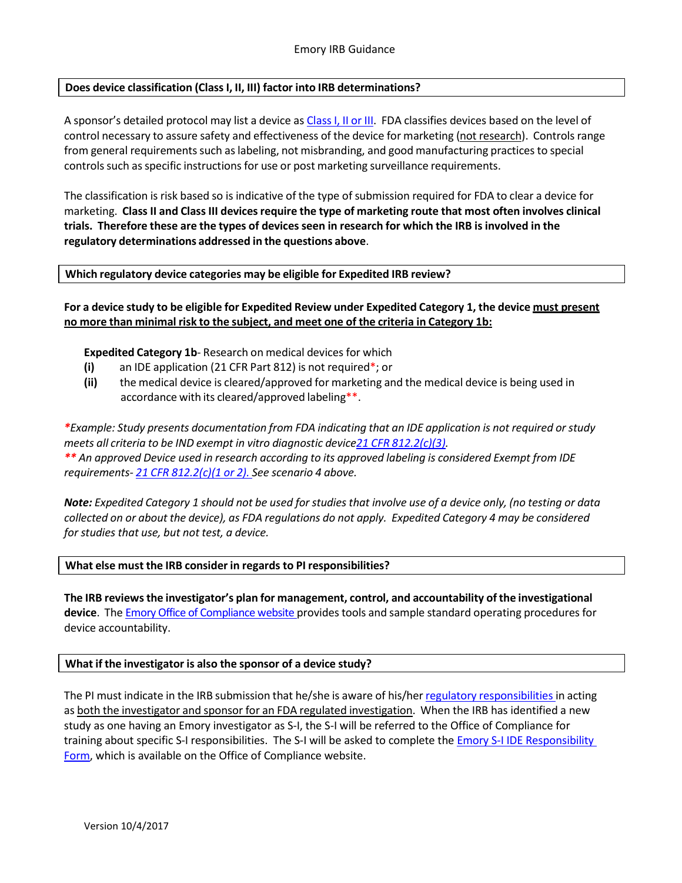#### Does device classification (Class I, II, III) factor into IRB determinations?

A sponsor's detailed protocol may list a device as Class I, II or III. FDA classifies devices based on the level of control necessary to assure safety and effectiveness of the device for marketing (not research). Controls range from general requirements such as labeling, not misbranding, and good manufacturing practices to special controls such as specific instructions for use or post marketing surveillance requirements.

The classification is risk based so is indicative of the type of submission required for FDA to clear a device for marketing. **Class II and Class III devices require the type of marketing route that most often involves clinical trials. Therefore these are the types of devices seen in research for which the IRB is involved in the regulatory determinations addressed in the questions above**.

#### Which regulatory device categories may be eligible for Expedited IRB review?

**For a device study to be eligible for Expedited Review under Expedited Category 1, the device must present no more than minimal risk to the subject, and meet one of the criteria in Category 1b:**

**Expedited Category 1b**- Research on medical devices for which

- **(i)** an IDE application (21 CFR Part 812) is not required*; or
- **(ii)** the medical device is cleared/approved for marketing and the medical device is being used in accordance with its cleared/approved labeling**.

*\*Example: Study presents documentation from FDA indicating that an IDE application is not required or study meets all criteria to be IND exempt in vitro diagnostic device 21 CFR 812.2(c)(3).*
*\*\* An approved Device used in research according to its approved labeling is considered Exempt from IDE requirements- 21 CFR 812.2(c)(1 or 2). See scenario 4 above.*

***Note:** Expedited Category 1 should not be used for studies that involve use of a device only, (no testing or data collected on or about the device), as FDA regulations do not apply. Expedited Category 4 may be considered for studies that use, but not test, a device.*

#### What else must the IRB consider in regards to PI responsibilities?

**The IRB reviews the investigator's plan for management, control, and accountability of the investigational device**. The Emory Office of Compliance website provides tools and sample standard operating procedures for device accountability.

#### What if the investigator is also the sponsor of a device study?

The PI must indicate in the IRB submission that he/she is aware of his/her regulatory responsibilities in acting as both the investigator and sponsor for an FDA regulated investigation. When the IRB has identified a new study as one having an Emory investigator as S-I, the S-I will be referred to the Office of Compliance for training about specific S-I responsibilities. The S-I will be asked to complete the Emory S-I IDE Responsibility Form, which is available on the Office of Compliance website.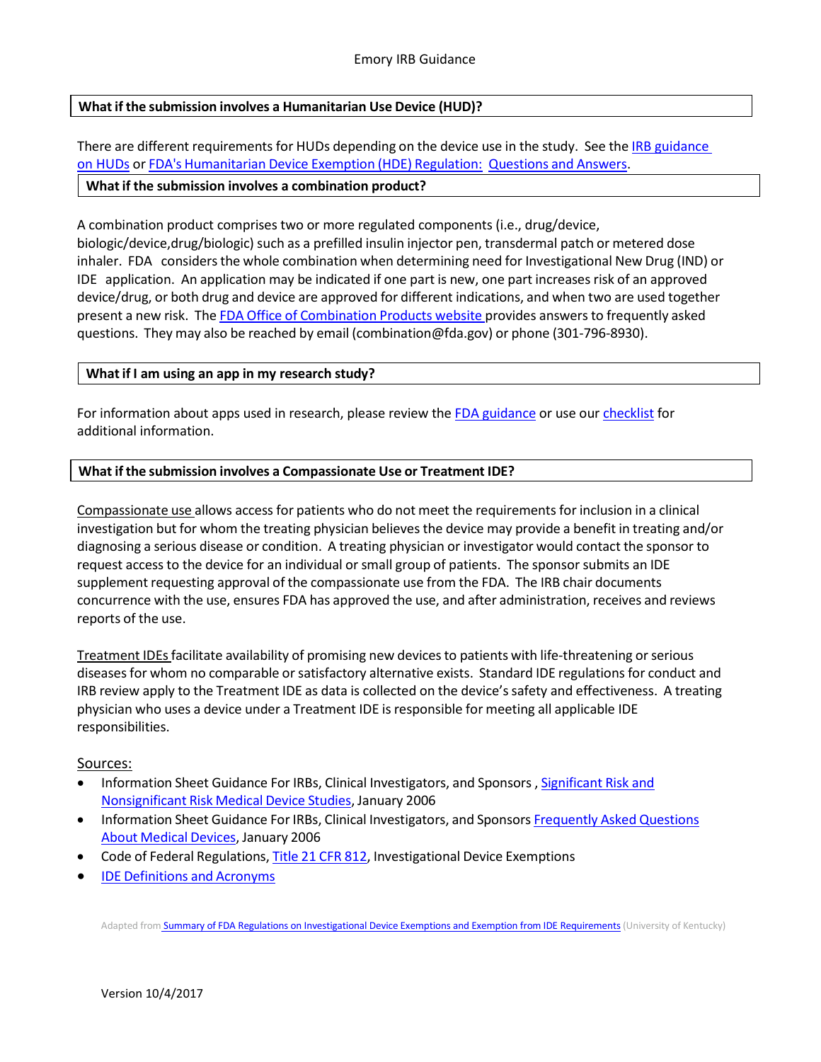**What if the submission involves a Humanitarian Use Device (HUD)?**

There are different requirements for HUDs depending on the device use in the study. See the IRB guidance on HUDs or FDA's Humanitarian Device Exemption (HDE) Regulation: Questions and Answers.

**What if the submission involves a combination product?**

A combination product comprises two or more regulated components (i.e., drug/device, biologic/device,drug/biologic) such as a prefilled insulin injector pen, transdermal patch or metered dose inhaler. FDA considers the whole combination when determining need for Investigational New Drug (IND) or IDE application. An application may be indicated if one part is new, one part increases risk of an approved device/drug, or both drug and device are approved for different indications, and when two are used together present a new risk. The FDA Office of Combination Products website provides answers to frequently asked questions. They may also be reached by email (combination@fda.gov) or phone (301-796-8930).

**What if I am using an app in my research study?**

For information about apps used in research, please review the FDA guidance or use our checklist for additional information.

**What if the submission involves a Compassionate Use or Treatment IDE?**

Compassionate use allows access for patients who do not meet the requirements for inclusion in a clinical investigation but for whom the treating physician believes the device may provide a benefit in treating and/or diagnosing a serious disease or condition. A treating physician or investigator would contact the sponsor to request access to the device for an individual or small group of patients. The sponsor submits an IDE supplement requesting approval of the compassionate use from the FDA. The IRB chair documents concurrence with the use, ensures FDA has approved the use, and after administration, receives and reviews reports of the use.

Treatment IDEs facilitate availability of promising new devices to patients with life-threatening or serious diseases for whom no comparable or satisfactory alternative exists. Standard IDE regulations for conduct and IRB review apply to the Treatment IDE as data is collected on the device's safety and effectiveness. A treating physician who uses a device under a Treatment IDE is responsible for meeting all applicable IDE responsibilities.

Sources:

- Information Sheet Guidance For IRBs, Clinical Investigators, and Sponsors , Significant Risk and Nonsignificant Risk Medical Device Studies, January 2006
- Information Sheet Guidance For IRBs, Clinical Investigators, and Sponsors Frequently Asked Questions About Medical Devices, January 2006
- Code of Federal Regulations, Title 21 CFR 812, Investigational Device Exemptions
- IDE Definitions and Acronyms

Adapted from Summary of FDA Regulations on Investigational Device Exemptions and Exemption from IDE Requirements (University of Kentucky)

Version 10/4/2017